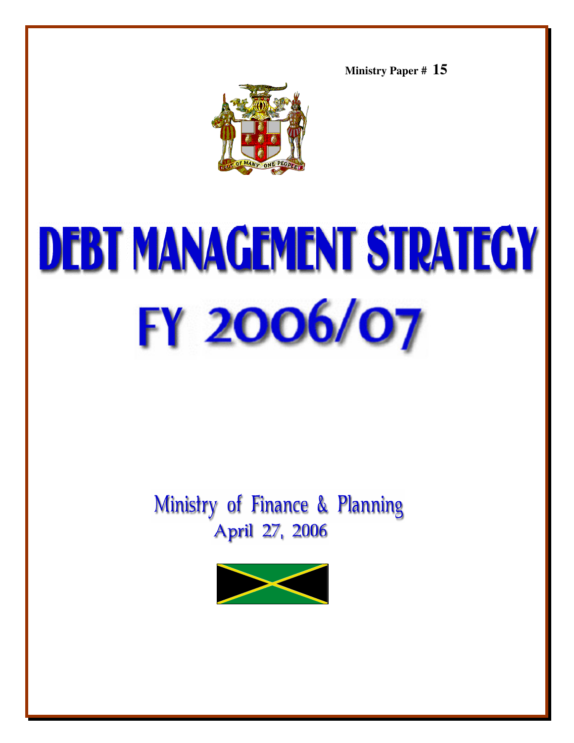**Ministry Paper # 15**

# DEBT MANAGEMENT STRATEGY

# FY 2006/07

Ministry of Finance & Planning

April 27, 2006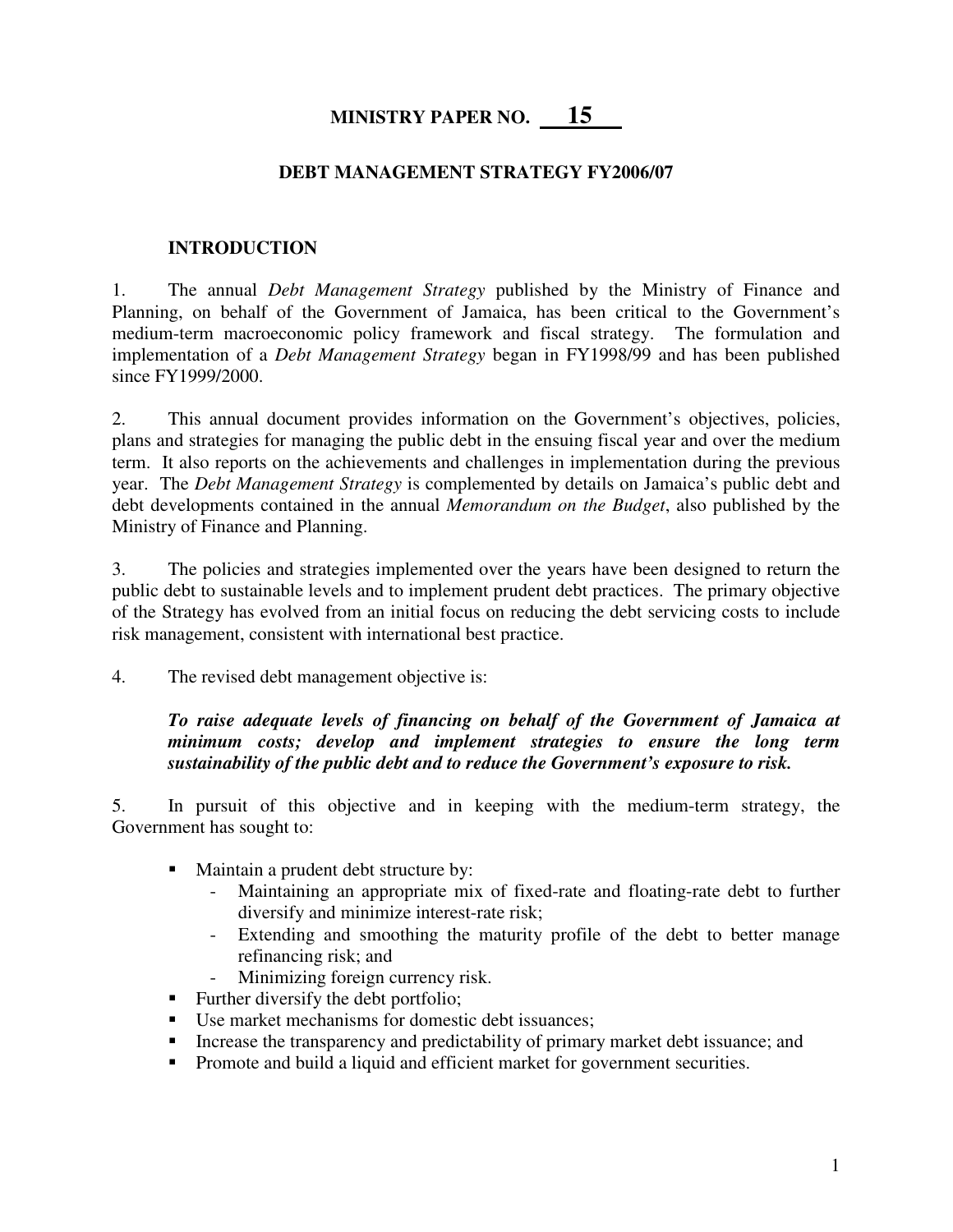# MINISTRY PAPER NO. 15

## DEBT MANAGEMENT STRATEGY FY2006/07

### INTRODUCTION

1. The annual *Debt Management Strategy* published by the Ministry of Finance and Planning, on behalf of the Government of Jamaica, has been critical to the Government's medium-term macroeconomic policy framework and fiscal strategy. The formulation and implementation of a *Debt Management Strategy* began in FY1998/99 and has been published since FY1999/2000.

2. This annual document provides information on the Government's objectives, policies, plans and strategies for managing the public debt in the ensuing fiscal year and over the medium term. It also reports on the achievements and challenges in implementation during the previous year. The *Debt Management Strategy* is complemented by details on Jamaica's public debt and debt developments contained in the annual *Memorandum on the Budget*, also published by the Ministry of Finance and Planning.

3. The policies and strategies implemented over the years have been designed to return the public debt to sustainable levels and to implement prudent debt practices. The primary objective of the Strategy has evolved from an initial focus on reducing the debt servicing costs to include risk management, consistent with international best practice.

4. The revised debt management objective is:

   ***To raise adequate levels of financing on behalf of the Government of Jamaica at minimum costs; develop and implement strategies to ensure the long term sustainability of the public debt and to reduce the Government's exposure to risk.***

5. In pursuit of this objective and in keeping with the medium-term strategy, the Government has sought to:

- Maintain a prudent debt structure by:
  - Maintaining an appropriate mix of fixed-rate and floating-rate debt to further diversify and minimize interest-rate risk;
  - Extending and smoothing the maturity profile of the debt to better manage refinancing risk; and
  - Minimizing foreign currency risk.
- Further diversify the debt portfolio;
- Use market mechanisms for domestic debt issuances;
- Increase the transparency and predictability of primary market debt issuance; and
- Promote and build a liquid and efficient market for government securities.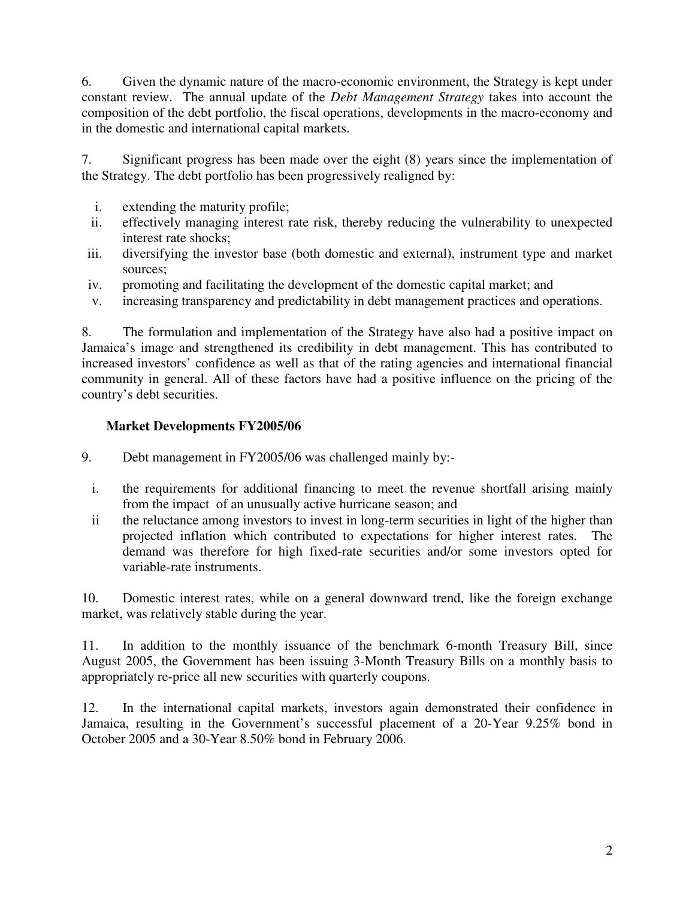6. Given the dynamic nature of the macro-economic environment, the Strategy is kept under constant review. The annual update of the *Debt Management Strategy* takes into account the composition of the debt portfolio, the fiscal operations, developments in the macro-economy and in the domestic and international capital markets.

7. Significant progress has been made over the eight (8) years since the implementation of the Strategy. The debt portfolio has been progressively realigned by:

i. extending the maturity profile;
ii. effectively managing interest rate risk, thereby reducing the vulnerability to unexpected interest rate shocks;
iii. diversifying the investor base (both domestic and external), instrument type and market sources;
iv. promoting and facilitating the development of the domestic capital market; and
v. increasing transparency and predictability in debt management practices and operations.

8. The formulation and implementation of the Strategy have also had a positive impact on Jamaica's image and strengthened its credibility in debt management. This has contributed to increased investors' confidence as well as that of the rating agencies and international financial community in general. All of these factors have had a positive influence on the pricing of the country's debt securities.

**Market Developments FY2005/06**

9. Debt management in FY2005/06 was challenged mainly by:-

i. the requirements for additional financing to meet the revenue shortfall arising mainly from the impact of an unusually active hurricane season; and
ii the reluctance among investors to invest in long-term securities in light of the higher than projected inflation which contributed to expectations for higher interest rates. The demand was therefore for high fixed-rate securities and/or some investors opted for variable-rate instruments.

10. Domestic interest rates, while on a general downward trend, like the foreign exchange market, was relatively stable during the year.

11. In addition to the monthly issuance of the benchmark 6-month Treasury Bill, since August 2005, the Government has been issuing 3-Month Treasury Bills on a monthly basis to appropriately re-price all new securities with quarterly coupons.

12. In the international capital markets, investors again demonstrated their confidence in Jamaica, resulting in the Government's successful placement of a 20-Year 9.25% bond in October 2005 and a 30-Year 8.50% bond in February 2006.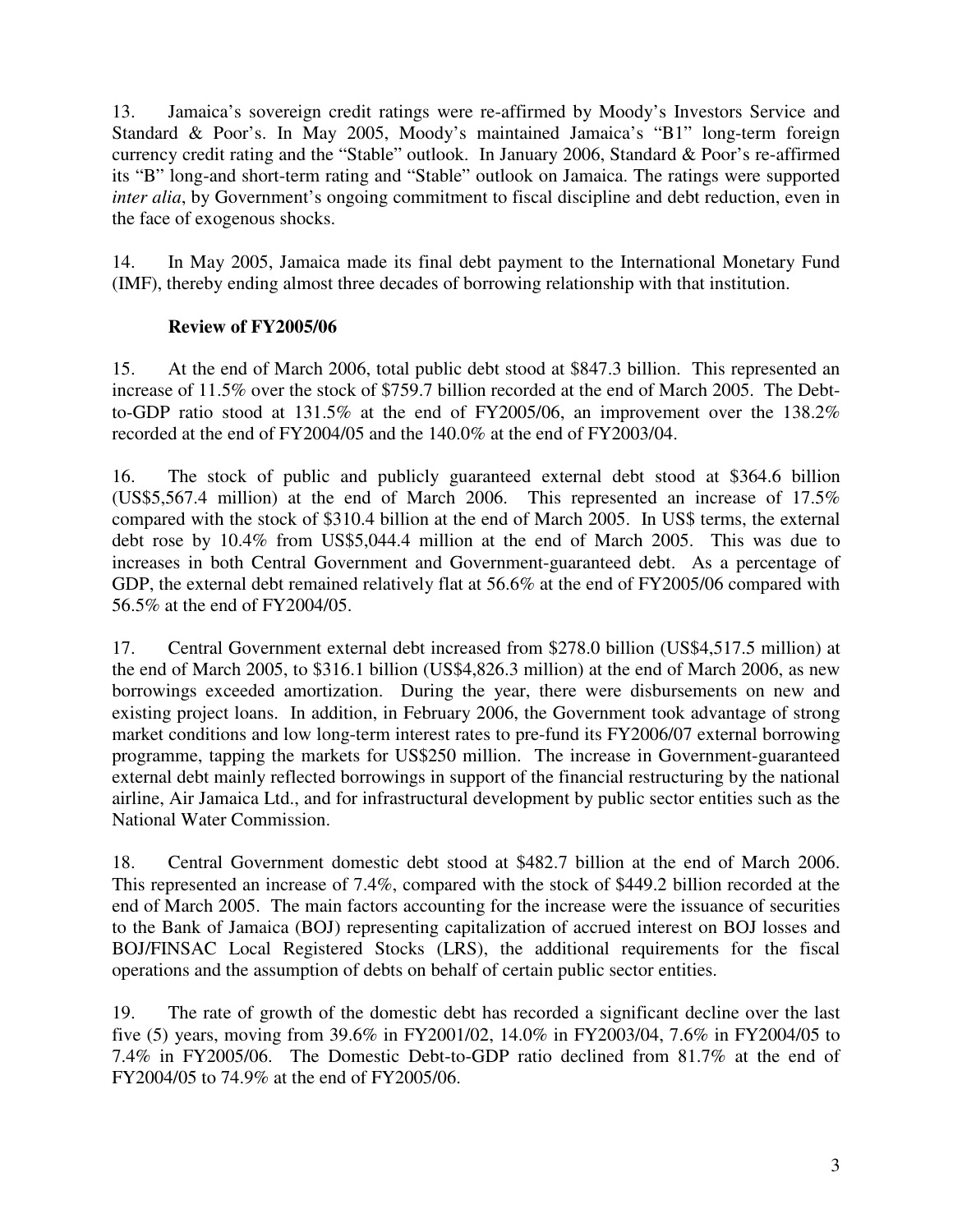13. Jamaica's sovereign credit ratings were re-affirmed by Moody's Investors Service and Standard & Poor's. In May 2005, Moody's maintained Jamaica's "B1" long-term foreign currency credit rating and the "Stable" outlook. In January 2006, Standard & Poor's re-affirmed its "B" long-and short-term rating and "Stable" outlook on Jamaica. The ratings were supported *inter alia*, by Government's ongoing commitment to fiscal discipline and debt reduction, even in the face of exogenous shocks.

14. In May 2005, Jamaica made its final debt payment to the International Monetary Fund (IMF), thereby ending almost three decades of borrowing relationship with that institution.

### Review of FY2005/06

15. At the end of March 2006, total public debt stood at $847.3 billion. This represented an increase of 11.5% over the stock of $759.7 billion recorded at the end of March 2005. The Debt-to-GDP ratio stood at 131.5% at the end of FY2005/06, an improvement over the 138.2% recorded at the end of FY2004/05 and the 140.0% at the end of FY2003/04.

16. The stock of public and publicly guaranteed external debt stood at $364.6 billion (US$5,567.4 million) at the end of March 2006. This represented an increase of 17.5% compared with the stock of $310.4 billion at the end of March 2005. In US$ terms, the external debt rose by 10.4% from US$5,044.4 million at the end of March 2005. This was due to increases in both Central Government and Government-guaranteed debt. As a percentage of GDP, the external debt remained relatively flat at 56.6% at the end of FY2005/06 compared with 56.5% at the end of FY2004/05.

17. Central Government external debt increased from $278.0 billion (US$4,517.5 million) at the end of March 2005, to $316.1 billion (US$4,826.3 million) at the end of March 2006, as new borrowings exceeded amortization. During the year, there were disbursements on new and existing project loans. In addition, in February 2006, the Government took advantage of strong market conditions and low long-term interest rates to pre-fund its FY2006/07 external borrowing programme, tapping the markets for US$250 million. The increase in Government-guaranteed external debt mainly reflected borrowings in support of the financial restructuring by the national airline, Air Jamaica Ltd., and for infrastructural development by public sector entities such as the National Water Commission.

18. Central Government domestic debt stood at $482.7 billion at the end of March 2006. This represented an increase of 7.4%, compared with the stock of $449.2 billion recorded at the end of March 2005. The main factors accounting for the increase were the issuance of securities to the Bank of Jamaica (BOJ) representing capitalization of accrued interest on BOJ losses and BOJ/FINSAC Local Registered Stocks (LRS), the additional requirements for the fiscal operations and the assumption of debts on behalf of certain public sector entities.

19. The rate of growth of the domestic debt has recorded a significant decline over the last five (5) years, moving from 39.6% in FY2001/02, 14.0% in FY2003/04, 7.6% in FY2004/05 to 7.4% in FY2005/06. The Domestic Debt-to-GDP ratio declined from 81.7% at the end of FY2004/05 to 74.9% at the end of FY2005/06.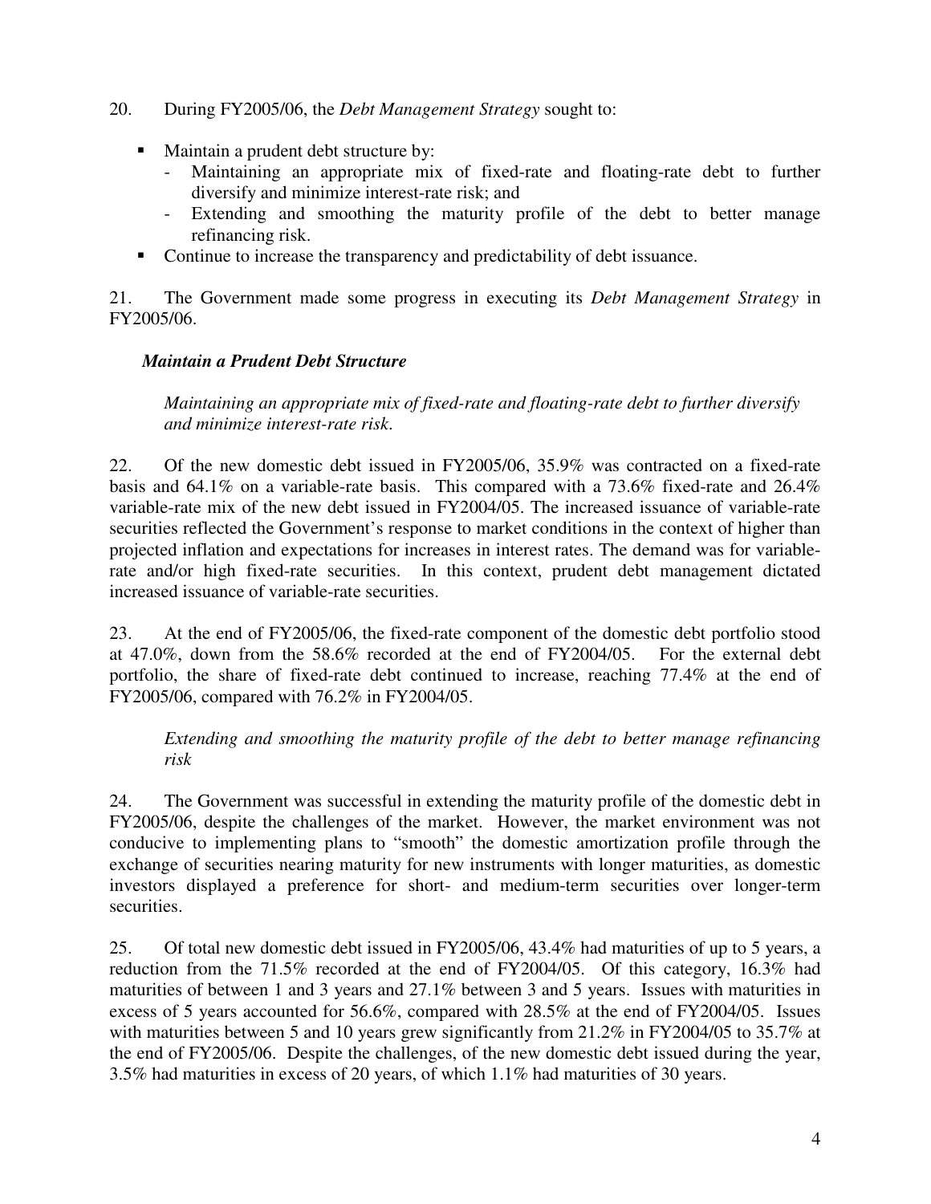20. During FY2005/06, the *Debt Management Strategy* sought to:

- Maintain a prudent debt structure by:
  - Maintaining an appropriate mix of fixed-rate and floating-rate debt to further diversify and minimize interest-rate risk; and
  - Extending and smoothing the maturity profile of the debt to better manage refinancing risk.
- Continue to increase the transparency and predictability of debt issuance.

21. The Government made some progress in executing its *Debt Management Strategy* in FY2005/06.

***Maintain a Prudent Debt Structure***

*Maintaining an appropriate mix of fixed-rate and floating-rate debt to further diversify and minimize interest-rate risk.*

22. Of the new domestic debt issued in FY2005/06, 35.9% was contracted on a fixed-rate basis and 64.1% on a variable-rate basis. This compared with a 73.6% fixed-rate and 26.4% variable-rate mix of the new debt issued in FY2004/05. The increased issuance of variable-rate securities reflected the Government's response to market conditions in the context of higher than projected inflation and expectations for increases in interest rates. The demand was for variable-rate and/or high fixed-rate securities. In this context, prudent debt management dictated increased issuance of variable-rate securities.

23. At the end of FY2005/06, the fixed-rate component of the domestic debt portfolio stood at 47.0%, down from the 58.6% recorded at the end of FY2004/05. For the external debt portfolio, the share of fixed-rate debt continued to increase, reaching 77.4% at the end of FY2005/06, compared with 76.2% in FY2004/05.

*Extending and smoothing the maturity profile of the debt to better manage refinancing risk*

24. The Government was successful in extending the maturity profile of the domestic debt in FY2005/06, despite the challenges of the market. However, the market environment was not conducive to implementing plans to "smooth" the domestic amortization profile through the exchange of securities nearing maturity for new instruments with longer maturities, as domestic investors displayed a preference for short- and medium-term securities over longer-term securities.

25. Of total new domestic debt issued in FY2005/06, 43.4% had maturities of up to 5 years, a reduction from the 71.5% recorded at the end of FY2004/05. Of this category, 16.3% had maturities of between 1 and 3 years and 27.1% between 3 and 5 years. Issues with maturities in excess of 5 years accounted for 56.6%, compared with 28.5% at the end of FY2004/05. Issues with maturities between 5 and 10 years grew significantly from 21.2% in FY2004/05 to 35.7% at the end of FY2005/06. Despite the challenges, of the new domestic debt issued during the year, 3.5% had maturities in excess of 20 years, of which 1.1% had maturities of 30 years.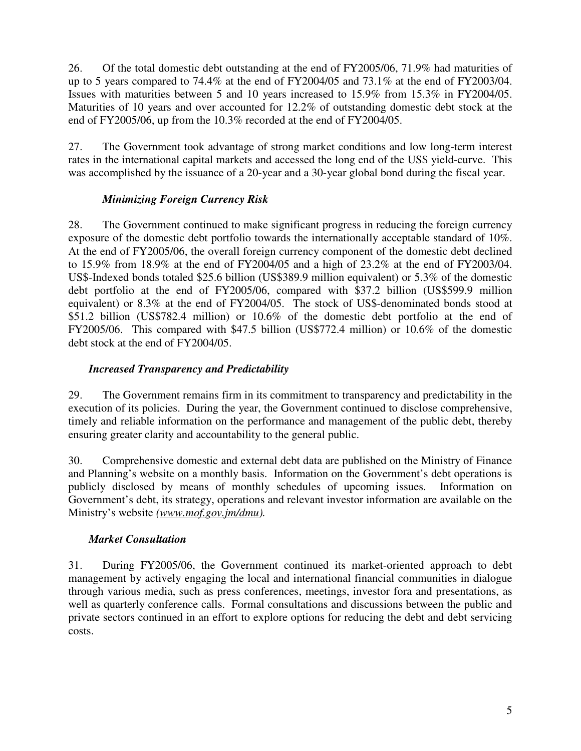26. Of the total domestic debt outstanding at the end of FY2005/06, 71.9% had maturities of up to 5 years compared to 74.4% at the end of FY2004/05 and 73.1% at the end of FY2003/04. Issues with maturities between 5 and 10 years increased to 15.9% from 15.3% in FY2004/05. Maturities of 10 years and over accounted for 12.2% of outstanding domestic debt stock at the end of FY2005/06, up from the 10.3% recorded at the end of FY2004/05.

27. The Government took advantage of strong market conditions and low long-term interest rates in the international capital markets and accessed the long end of the US$ yield-curve. This was accomplished by the issuance of a 20-year and a 30-year global bond during the fiscal year.

### *Minimizing Foreign Currency Risk*

28. The Government continued to make significant progress in reducing the foreign currency exposure of the domestic debt portfolio towards the internationally acceptable standard of 10%. At the end of FY2005/06, the overall foreign currency component of the domestic debt declined to 15.9% from 18.9% at the end of FY2004/05 and a high of 23.2% at the end of FY2003/04. US$-Indexed bonds totaled $25.6 billion (US$389.9 million equivalent) or 5.3% of the domestic debt portfolio at the end of FY2005/06, compared with $37.2 billion (US$599.9 million equivalent) or 8.3% at the end of FY2004/05. The stock of US$-denominated bonds stood at $51.2 billion (US$782.4 million) or 10.6% of the domestic debt portfolio at the end of FY2005/06. This compared with $47.5 billion (US$772.4 million) or 10.6% of the domestic debt stock at the end of FY2004/05.

### *Increased Transparency and Predictability*

29. The Government remains firm in its commitment to transparency and predictability in the execution of its policies. During the year, the Government continued to disclose comprehensive, timely and reliable information on the performance and management of the public debt, thereby ensuring greater clarity and accountability to the general public.

30. Comprehensive domestic and external debt data are published on the Ministry of Finance and Planning's website on a monthly basis. Information on the Government's debt operations is publicly disclosed by means of monthly schedules of upcoming issues. Information on Government's debt, its strategy, operations and relevant investor information are available on the Ministry's website *(www.mof.gov.jm/dmu).*

### *Market Consultation*

31. During FY2005/06, the Government continued its market-oriented approach to debt management by actively engaging the local and international financial communities in dialogue through various media, such as press conferences, meetings, investor fora and presentations, as well as quarterly conference calls. Formal consultations and discussions between the public and private sectors continued in an effort to explore options for reducing the debt and debt servicing costs.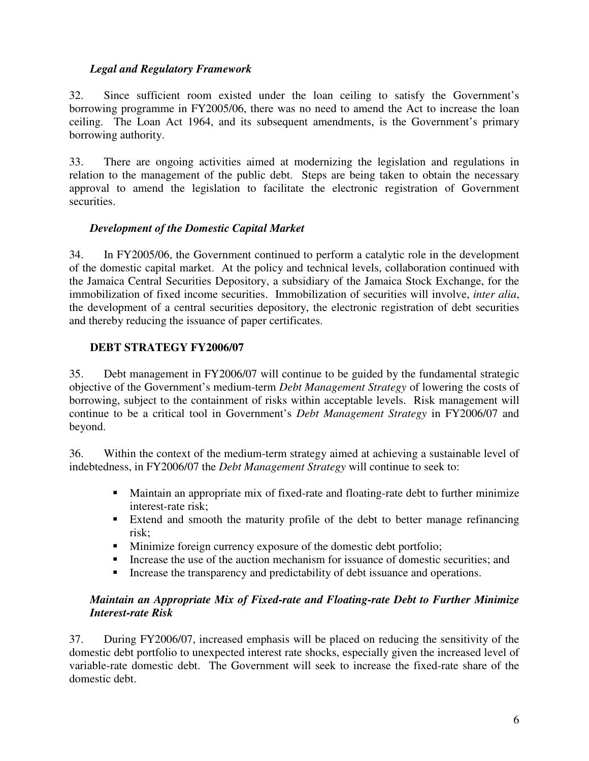### *Legal and Regulatory Framework*

32. Since sufficient room existed under the loan ceiling to satisfy the Government's borrowing programme in FY2005/06, there was no need to amend the Act to increase the loan ceiling. The Loan Act 1964, and its subsequent amendments, is the Government's primary borrowing authority.

33. There are ongoing activities aimed at modernizing the legislation and regulations in relation to the management of the public debt. Steps are being taken to obtain the necessary approval to amend the legislation to facilitate the electronic registration of Government securities.

### *Development of the Domestic Capital Market*

34. In FY2005/06, the Government continued to perform a catalytic role in the development of the domestic capital market. At the policy and technical levels, collaboration continued with the Jamaica Central Securities Depository, a subsidiary of the Jamaica Stock Exchange, for the immobilization of fixed income securities. Immobilization of securities will involve, *inter alia*, the development of a central securities depository, the electronic registration of debt securities and thereby reducing the issuance of paper certificates.

## **DEBT STRATEGY FY2006/07**

35. Debt management in FY2006/07 will continue to be guided by the fundamental strategic objective of the Government's medium-term *Debt Management Strategy* of lowering the costs of borrowing, subject to the containment of risks within acceptable levels. Risk management will continue to be a critical tool in Government's *Debt Management Strategy* in FY2006/07 and beyond.

36. Within the context of the medium-term strategy aimed at achieving a sustainable level of indebtedness, in FY2006/07 the *Debt Management Strategy* will continue to seek to:

- Maintain an appropriate mix of fixed-rate and floating-rate debt to further minimize interest-rate risk;
- Extend and smooth the maturity profile of the debt to better manage refinancing risk;
- Minimize foreign currency exposure of the domestic debt portfolio;
- Increase the use of the auction mechanism for issuance of domestic securities; and
- Increase the transparency and predictability of debt issuance and operations.

### *Maintain an Appropriate Mix of Fixed-rate and Floating-rate Debt to Further Minimize Interest-rate Risk*

37. During FY2006/07, increased emphasis will be placed on reducing the sensitivity of the domestic debt portfolio to unexpected interest rate shocks, especially given the increased level of variable-rate domestic debt. The Government will seek to increase the fixed-rate share of the domestic debt.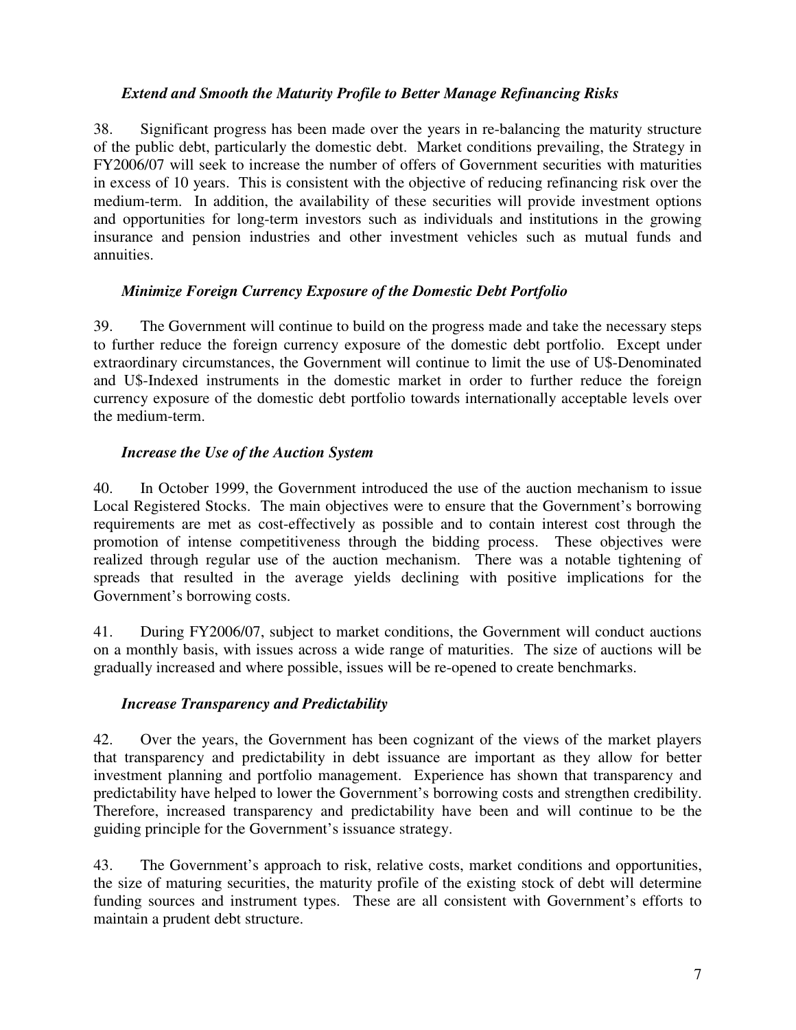### *Extend and Smooth the Maturity Profile to Better Manage Refinancing Risks*

38. Significant progress has been made over the years in re-balancing the maturity structure of the public debt, particularly the domestic debt. Market conditions prevailing, the Strategy in FY2006/07 will seek to increase the number of offers of Government securities with maturities in excess of 10 years. This is consistent with the objective of reducing refinancing risk over the medium-term. In addition, the availability of these securities will provide investment options and opportunities for long-term investors such as individuals and institutions in the growing insurance and pension industries and other investment vehicles such as mutual funds and annuities.

### *Minimize Foreign Currency Exposure of the Domestic Debt Portfolio*

39. The Government will continue to build on the progress made and take the necessary steps to further reduce the foreign currency exposure of the domestic debt portfolio. Except under extraordinary circumstances, the Government will continue to limit the use of U$-Denominated and U$-Indexed instruments in the domestic market in order to further reduce the foreign currency exposure of the domestic debt portfolio towards internationally acceptable levels over the medium-term.

### *Increase the Use of the Auction System*

40. In October 1999, the Government introduced the use of the auction mechanism to issue Local Registered Stocks. The main objectives were to ensure that the Government's borrowing requirements are met as cost-effectively as possible and to contain interest cost through the promotion of intense competitiveness through the bidding process. These objectives were realized through regular use of the auction mechanism. There was a notable tightening of spreads that resulted in the average yields declining with positive implications for the Government's borrowing costs.

41. During FY2006/07, subject to market conditions, the Government will conduct auctions on a monthly basis, with issues across a wide range of maturities. The size of auctions will be gradually increased and where possible, issues will be re-opened to create benchmarks.

### *Increase Transparency and Predictability*

42. Over the years, the Government has been cognizant of the views of the market players that transparency and predictability in debt issuance are important as they allow for better investment planning and portfolio management. Experience has shown that transparency and predictability have helped to lower the Government's borrowing costs and strengthen credibility. Therefore, increased transparency and predictability have been and will continue to be the guiding principle for the Government's issuance strategy.

43. The Government's approach to risk, relative costs, market conditions and opportunities, the size of maturing securities, the maturity profile of the existing stock of debt will determine funding sources and instrument types. These are all consistent with Government's efforts to maintain a prudent debt structure.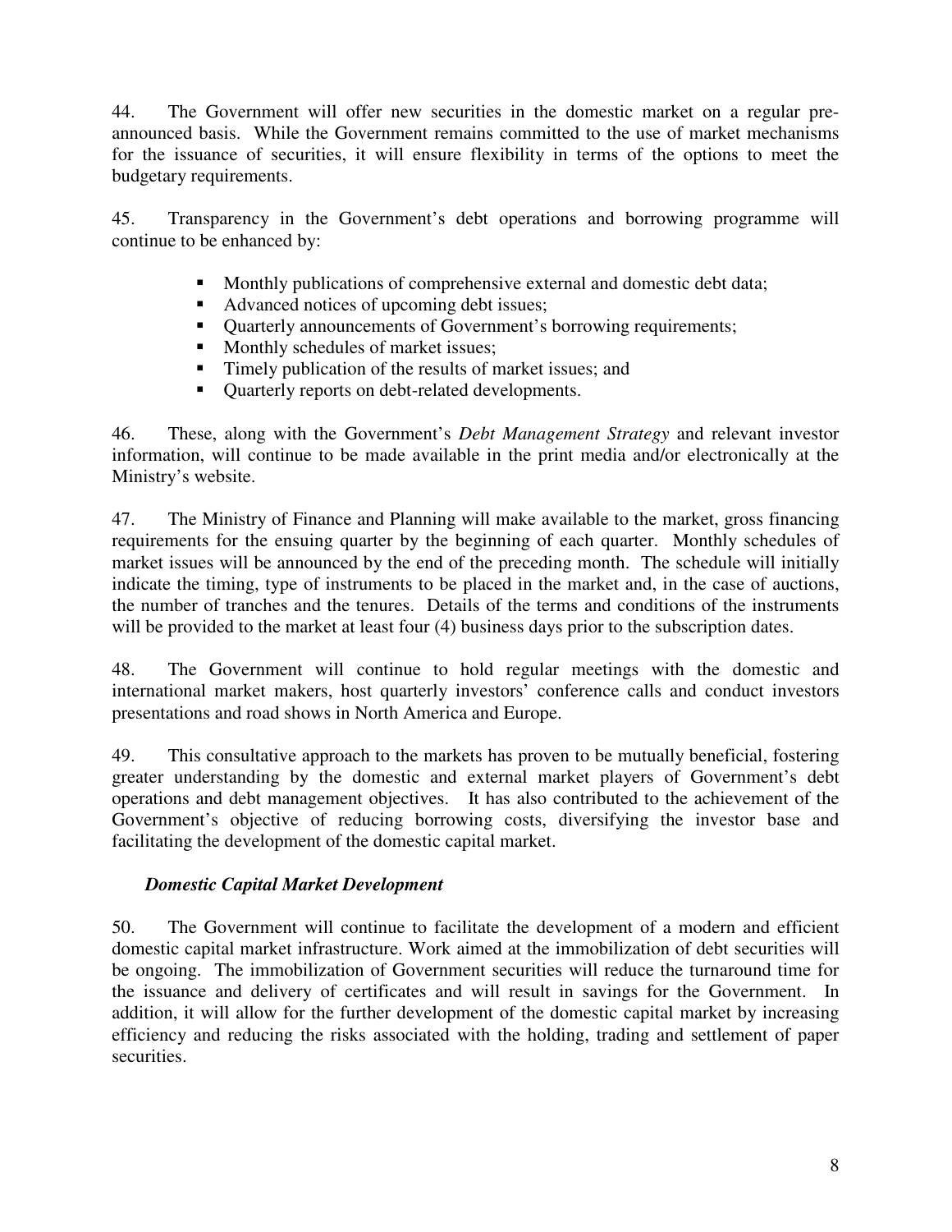44. The Government will offer new securities in the domestic market on a regular pre-announced basis. While the Government remains committed to the use of market mechanisms for the issuance of securities, it will ensure flexibility in terms of the options to meet the budgetary requirements.

45. Transparency in the Government's debt operations and borrowing programme will continue to be enhanced by:

- Monthly publications of comprehensive external and domestic debt data;
- Advanced notices of upcoming debt issues;
- Quarterly announcements of Government's borrowing requirements;
- Monthly schedules of market issues;
- Timely publication of the results of market issues; and
- Quarterly reports on debt-related developments.

46. These, along with the Government's *Debt Management Strategy* and relevant investor information, will continue to be made available in the print media and/or electronically at the Ministry's website.

47. The Ministry of Finance and Planning will make available to the market, gross financing requirements for the ensuing quarter by the beginning of each quarter. Monthly schedules of market issues will be announced by the end of the preceding month. The schedule will initially indicate the timing, type of instruments to be placed in the market and, in the case of auctions, the number of tranches and the tenures. Details of the terms and conditions of the instruments will be provided to the market at least four (4) business days prior to the subscription dates.

48. The Government will continue to hold regular meetings with the domestic and international market makers, host quarterly investors' conference calls and conduct investors presentations and road shows in North America and Europe.

49. This consultative approach to the markets has proven to be mutually beneficial, fostering greater understanding by the domestic and external market players of Government's debt operations and debt management objectives. It has also contributed to the achievement of the Government's objective of reducing borrowing costs, diversifying the investor base and facilitating the development of the domestic capital market.

***Domestic Capital Market Development***

50. The Government will continue to facilitate the development of a modern and efficient domestic capital market infrastructure. Work aimed at the immobilization of debt securities will be ongoing. The immobilization of Government securities will reduce the turnaround time for the issuance and delivery of certificates and will result in savings for the Government. In addition, it will allow for the further development of the domestic capital market by increasing efficiency and reducing the risks associated with the holding, trading and settlement of paper securities.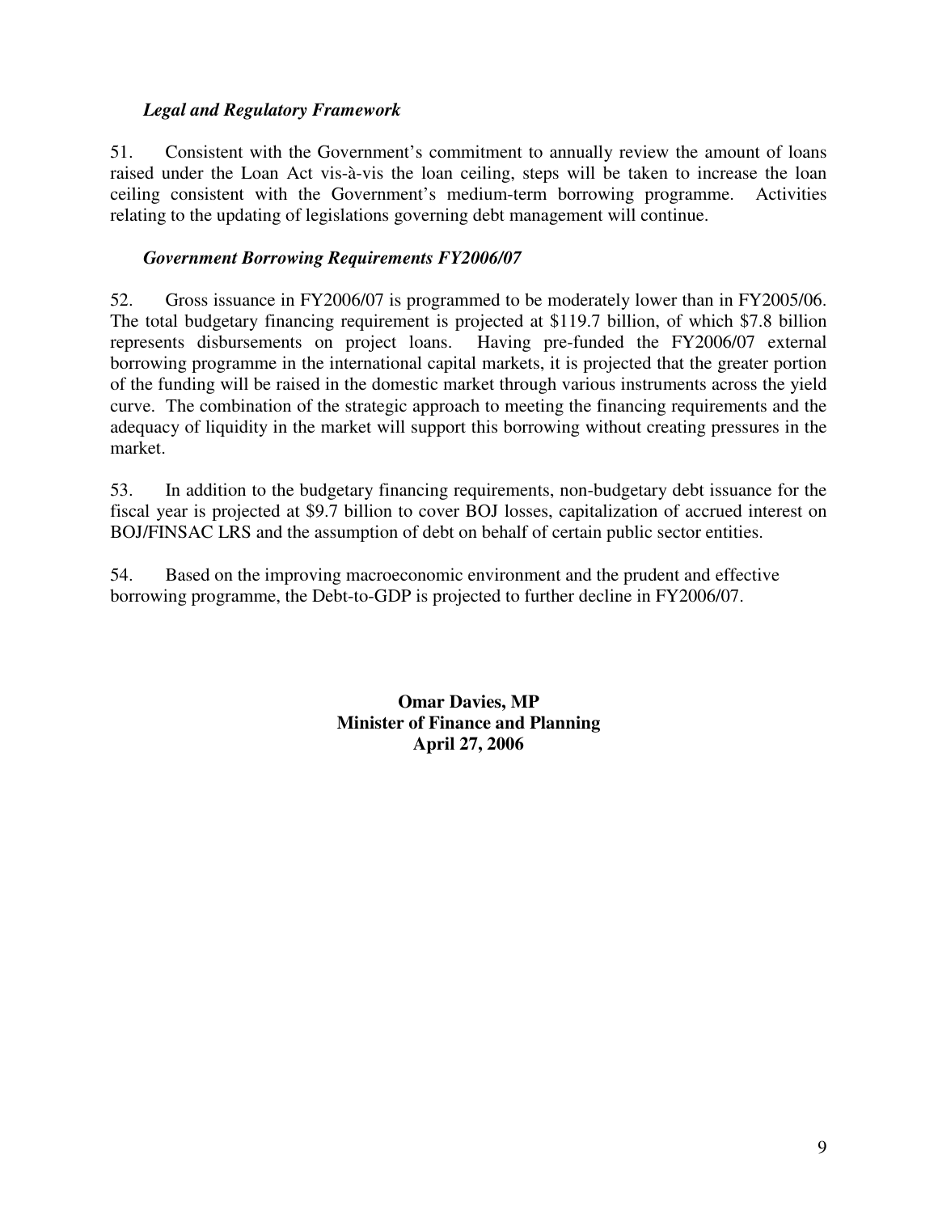### *Legal and Regulatory Framework*

51. Consistent with the Government's commitment to annually review the amount of loans raised under the Loan Act vis-à-vis the loan ceiling, steps will be taken to increase the loan ceiling consistent with the Government's medium-term borrowing programme. Activities relating to the updating of legislations governing debt management will continue.

### *Government Borrowing Requirements FY2006/07*

52. Gross issuance in FY2006/07 is programmed to be moderately lower than in FY2005/06. The total budgetary financing requirement is projected at $119.7 billion, of which $7.8 billion represents disbursements on project loans. Having pre-funded the FY2006/07 external borrowing programme in the international capital markets, it is projected that the greater portion of the funding will be raised in the domestic market through various instruments across the yield curve. The combination of the strategic approach to meeting the financing requirements and the adequacy of liquidity in the market will support this borrowing without creating pressures in the market.

53. In addition to the budgetary financing requirements, non-budgetary debt issuance for the fiscal year is projected at $9.7 billion to cover BOJ losses, capitalization of accrued interest on BOJ/FINSAC LRS and the assumption of debt on behalf of certain public sector entities.

54. Based on the improving macroeconomic environment and the prudent and effective borrowing programme, the Debt-to-GDP is projected to further decline in FY2006/07.

**Omar Davies, MP**
**Minister of Finance and Planning**
**April 27, 2006**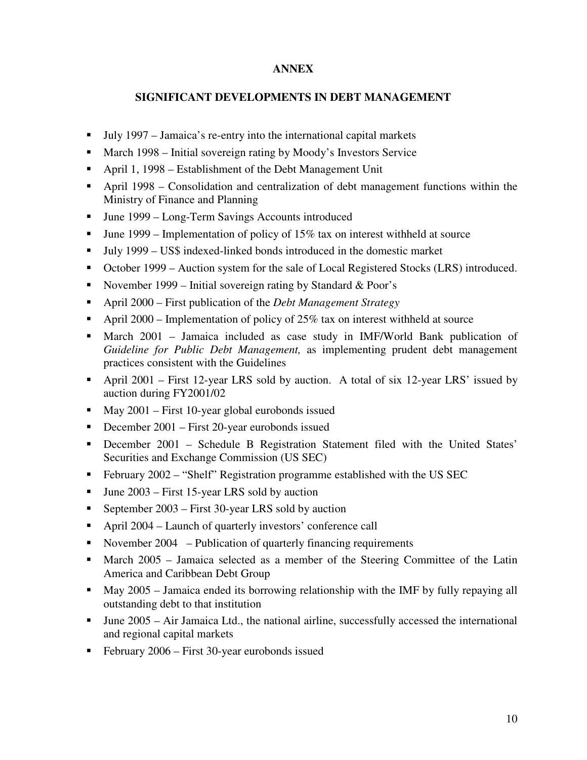## ANNEX

### SIGNIFICANT DEVELOPMENTS IN DEBT MANAGEMENT

- July 1997 – Jamaica's re-entry into the international capital markets
- March 1998 – Initial sovereign rating by Moody's Investors Service
- April 1, 1998 – Establishment of the Debt Management Unit
- April 1998 – Consolidation and centralization of debt management functions within the Ministry of Finance and Planning
- June 1999 – Long-Term Savings Accounts introduced
- June 1999 – Implementation of policy of 15% tax on interest withheld at source
- July 1999 – US$ indexed-linked bonds introduced in the domestic market
- October 1999 – Auction system for the sale of Local Registered Stocks (LRS) introduced.
- November 1999 – Initial sovereign rating by Standard & Poor's
- April 2000 – First publication of the *Debt Management Strategy*
- April 2000 – Implementation of policy of 25% tax on interest withheld at source
- March 2001 – Jamaica included as case study in IMF/World Bank publication of *Guideline for Public Debt Management,* as implementing prudent debt management practices consistent with the Guidelines
- April 2001 – First 12-year LRS sold by auction. A total of six 12-year LRS' issued by auction during FY2001/02
- May 2001 – First 10-year global eurobonds issued
- December 2001 – First 20-year eurobonds issued
- December 2001 – Schedule B Registration Statement filed with the United States' Securities and Exchange Commission (US SEC)
- February 2002 – "Shelf" Registration programme established with the US SEC
- June 2003 – First 15-year LRS sold by auction
- September 2003 – First 30-year LRS sold by auction
- April 2004 – Launch of quarterly investors' conference call
- November 2004 – Publication of quarterly financing requirements
- March 2005 – Jamaica selected as a member of the Steering Committee of the Latin America and Caribbean Debt Group
- May 2005 – Jamaica ended its borrowing relationship with the IMF by fully repaying all outstanding debt to that institution
- June 2005 – Air Jamaica Ltd., the national airline, successfully accessed the international and regional capital markets
- February 2006 – First 30-year eurobonds issued